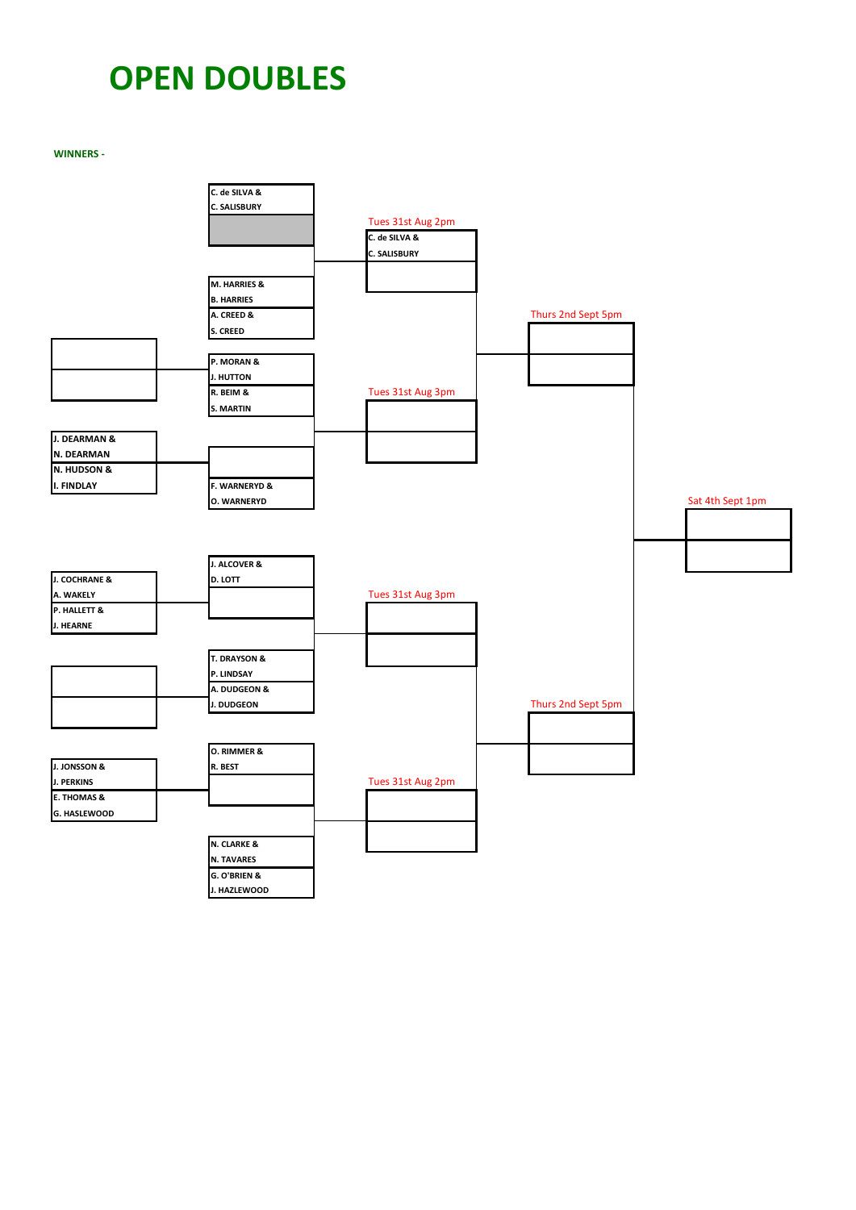# OPEN DOUBLES

**WINNERS -**

## Preliminary Round

- J. DEARMAN & N. DEARMAN vs N. HUDSON & I. FINDLAY
- J. COCHRANE & A. WAKELY vs P. HALLETT & J. HEARNE
- J. JONSSON & J. PERKINS vs E. THOMAS & G. HASLEWOOD

## First Round

- C. de SILVA & C. SALISBURY vs (bye)
- M. HARRIES & B. HARRIES vs A. CREED & S. CREED
- P. MORAN & J. HUTTON vs R. BEIM & S. MARTIN
- (Winner: J. DEARMAN & N. DEARMAN / N. HUDSON & I. FINDLAY) vs F. WARNERYD & O. WARNERYD
- J. ALCOVER & D. LOTT vs (Winner: J. COCHRANE & A. WAKELY / P. HALLETT & J. HEARNE)
- T. DRAYSON & P. LINDSAY vs A. DUDGEON & J. DUDGEON
- O. RIMMER & R. BEST vs (Winner: J. JONSSON & J. PERKINS / E. THOMAS & G. HASLEWOOD)
- N. CLARKE & N. TAVARES vs G. O'BRIEN & J. HAZLEWOOD

## Quarter Finals

- Tues 31st Aug 2pm: C. de SILVA & C. SALISBURY vs (Winner: M. HARRIES & B. HARRIES / A. CREED & S. CREED)
- Tues 31st Aug 3pm: (Winner: P. MORAN & J. HUTTON / R. BEIM & S. MARTIN) vs (Winner: Dearman/Hudson & Findlay / F. WARNERYD & O. WARNERYD)
- Tues 31st Aug 3pm: (Winner: J. ALCOVER & D. LOTT / Cochrane & Wakely / Hallett & Hearne) vs (Winner: T. DRAYSON & P. LINDSAY / A. DUDGEON & J. DUDGEON)
- Tues 31st Aug 2pm: (Winner: O. RIMMER & R. BEST / Jonsson & Perkins / Thomas & Haslewood) vs (Winner: N. CLARKE & N. TAVARES / G. O'BRIEN & J. HAZLEWOOD)

## Semi Finals

- Thurs 2nd Sept 5pm
- Thurs 2nd Sept 5pm

## Final

- Sat 4th Sept 1pm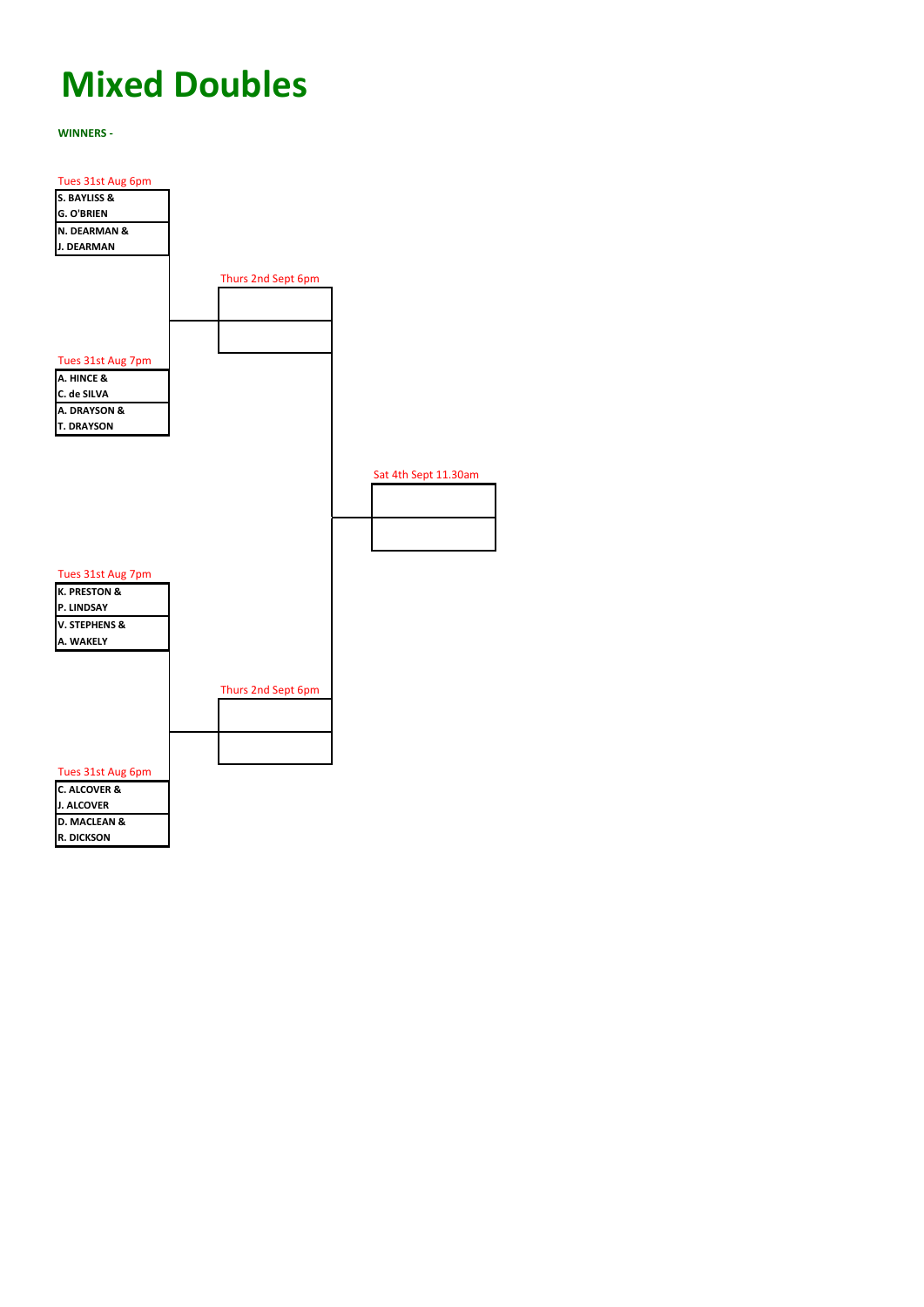# Mixed Doubles

**WINNERS -**

Tues 31st Aug 6pm

| |
|---|
| **S. BAYLISS & G. O'BRIEN** |
| **N. DEARMAN & J. DEARMAN** |

Thurs 2nd Sept 6pm

| |
|---|
| |
| |

Tues 31st Aug 7pm

| |
|---|
| **A. HINCE & C. de SILVA** |
| **A. DRAYSON & T. DRAYSON** |

Sat 4th Sept 11.30am

| |
|---|
| |
| |

Tues 31st Aug 7pm

| |
|---|
| **K. PRESTON & P. LINDSAY** |
| **V. STEPHENS & A. WAKELY** |

Thurs 2nd Sept 6pm

| |
|---|
| |
| |

Tues 31st Aug 6pm

| |
|---|
| **C. ALCOVER & J. ALCOVER** |
| **D. MACLEAN & R. DICKSON** |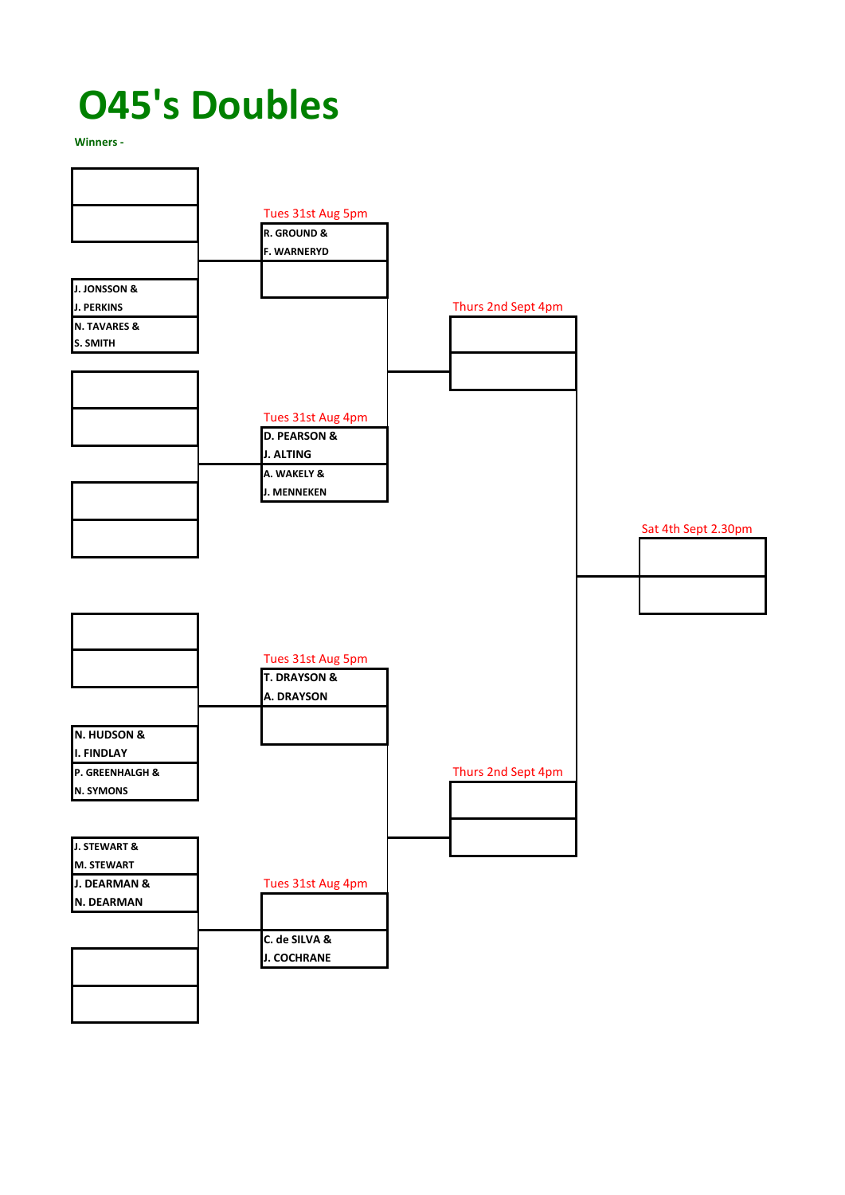# O45's Doubles

**Winners -**

## First Round

| Match | Team 1 | Team 2 |
| --- | --- | --- |
| 1 | | |
| 2 | J. JONSSON & J. PERKINS | N. TAVARES & S. SMITH |
| 3 | | |
| 4 | | |
| 5 | | |
| 6 | N. HUDSON & I. FINDLAY | P. GREENHALGH & N. SYMONS |
| 7 | J. STEWART & M. STEWART | J. DEARMAN & N. DEARMAN |
| 8 | | |

## Quarter-Finals

| Date/Time | Team 1 | Team 2 |
| --- | --- | --- |
| Tues 31st Aug 5pm | R. GROUND & F. WARNERYD | |
| Tues 31st Aug 4pm | D. PEARSON & J. ALTING | A. WAKELY & J. MENNEKEN |
| Tues 31st Aug 5pm | T. DRAYSON & A. DRAYSON | |
| Tues 31st Aug 4pm | | C. de SILVA & J. COCHRANE |

## Semi-Finals

| Date/Time | Team 1 | Team 2 |
| --- | --- | --- |
| Thurs 2nd Sept 4pm | | |
| Thurs 2nd Sept 4pm | | |

## Final

| Date/Time | Team 1 | Team 2 |
| --- | --- | --- |
| Sat 4th Sept 2.30pm | | |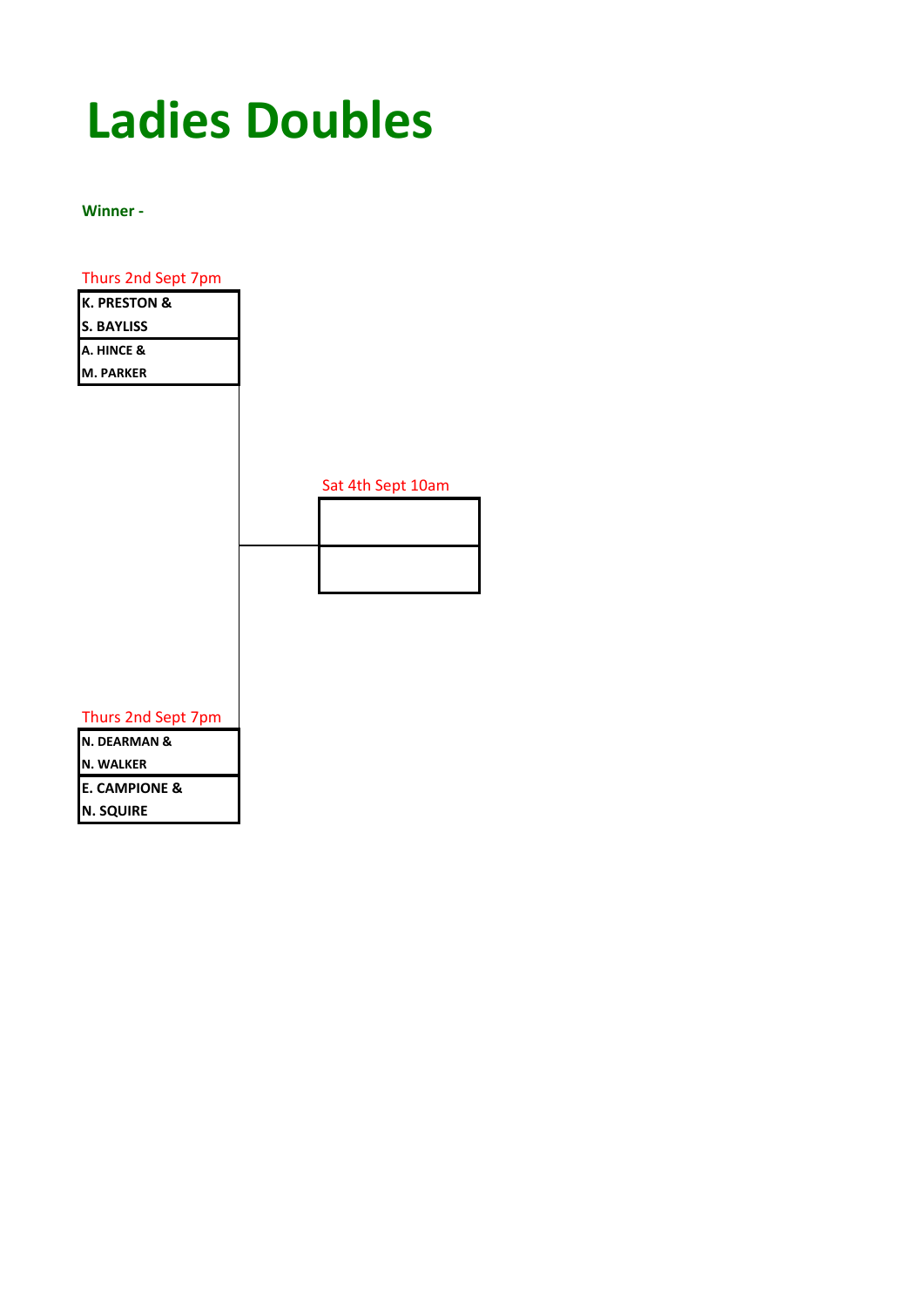# Ladies Doubles

**Winner -**

Thurs 2nd Sept 7pm

| |
|---|
| **K. PRESTON &**<br>**S. BAYLISS** |
| **A. HINCE &**<br>**M. PARKER** |

Sat 4th Sept 10am

| |
|---|
| |
| |

Thurs 2nd Sept 7pm

| |
|---|
| **N. DEARMAN &**<br>**N. WALKER** |
| **E. CAMPIONE &**<br>**N. SQUIRE** |